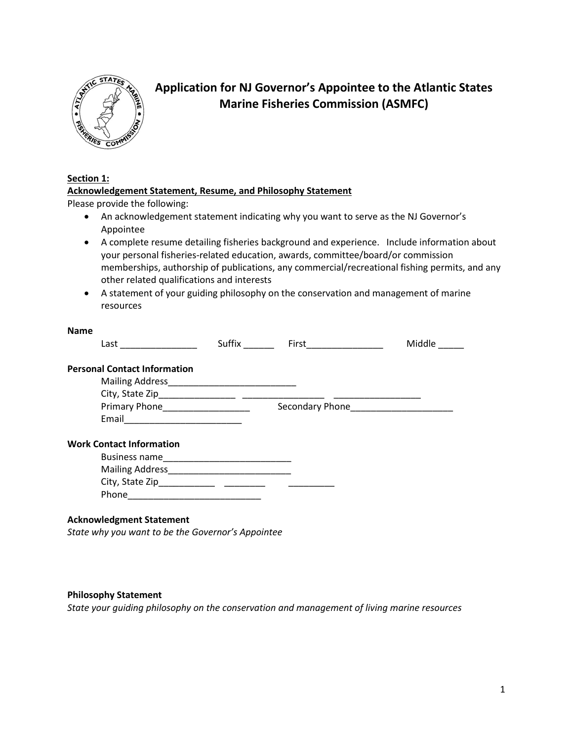# Application for NJ Governor's Appointee to the Atlantic States Marine Fisheries Commission (ASMFC)

**Section 1:**
**Acknowledgement Statement, Resume, and Philosophy Statement**

Please provide the following:

- An acknowledgement statement indicating why you want to serve as the NJ Governor's Appointee
- A complete resume detailing fisheries background and experience. Include information about your personal fisheries-related education, awards, committee/board/or commission memberships, authorship of publications, any commercial/recreational fishing permits, and any other related qualifications and interests
- A statement of your guiding philosophy on the conservation and management of marine resources

**Name**

Last _______________ Suffix ______ First_______________ Middle _____

**Personal Contact Information**

Mailing Address_________________________

City, State Zip_______________ ________________ _________________

Primary Phone_________________ Secondary Phone____________________

Email_______________________

**Work Contact Information**

Business name_________________________

Mailing Address________________________

City, State Zip___________ ________ _________

Phone__________________________

**Acknowledgment Statement**

*State why you want to be the Governor's Appointee*

**Philosophy Statement**

*State your guiding philosophy on the conservation and management of living marine resources*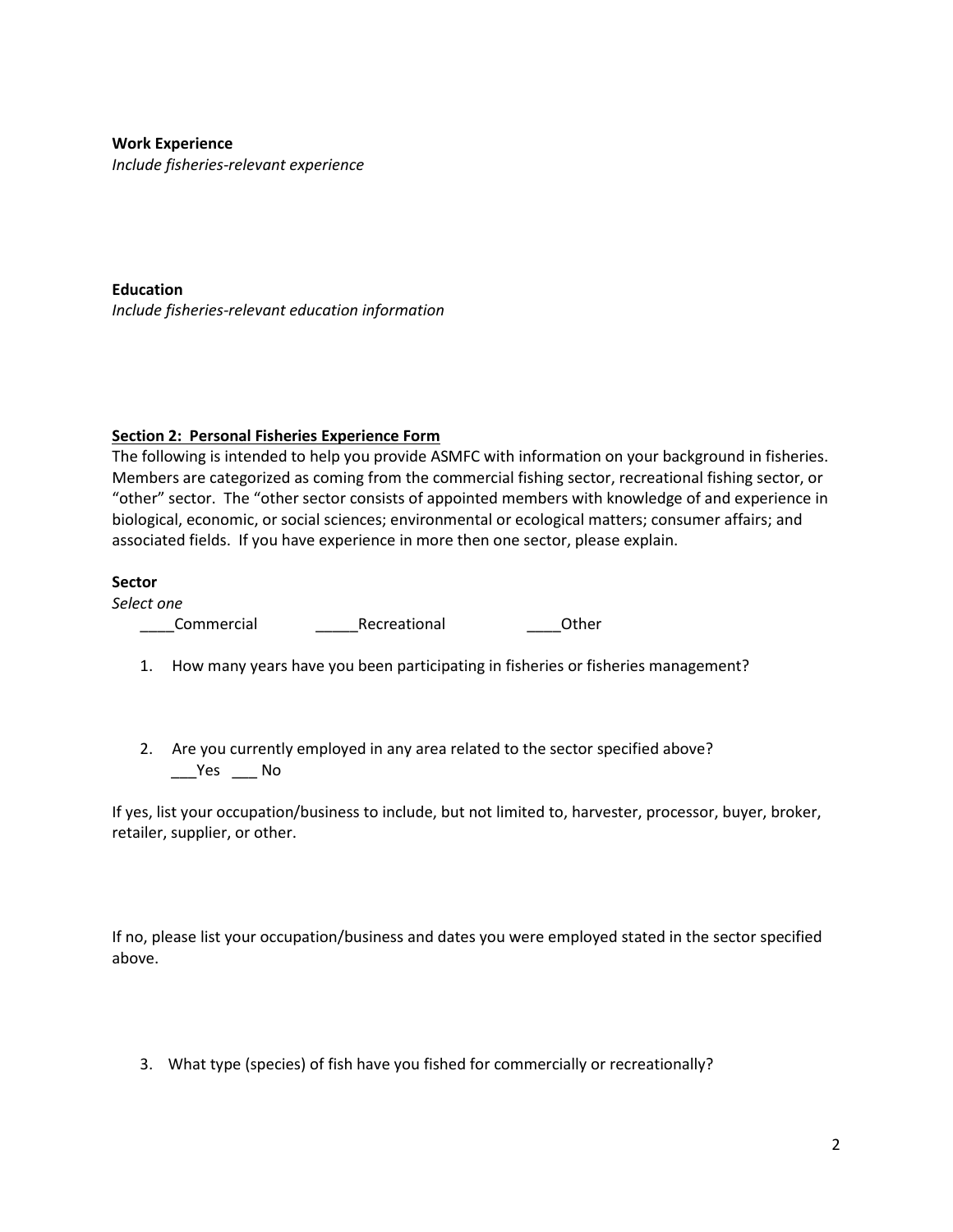**Work Experience**
*Include fisheries-relevant experience*

**Education**
*Include fisheries-relevant education information*

**<u>Section 2: Personal Fisheries Experience Form</u>**

The following is intended to help you provide ASMFC with information on your background in fisheries. Members are categorized as coming from the commercial fishing sector, recreational fishing sector, or "other" sector. The "other sector consists of appointed members with knowledge of and experience in biological, economic, or social sciences; environmental or ecological matters; consumer affairs; and associated fields. If you have experience in more then one sector, please explain.

**Sector**
*Select one*

____Commercial _____Recreational ____Other

1. How many years have you been participating in fisheries or fisheries management?

2. Are you currently employed in any area related to the sector specified above?
   ___Yes ___ No

If yes, list your occupation/business to include, but not limited to, harvester, processor, buyer, broker, retailer, supplier, or other.

If no, please list your occupation/business and dates you were employed stated in the sector specified above.

3. What type (species) of fish have you fished for commercially or recreationally?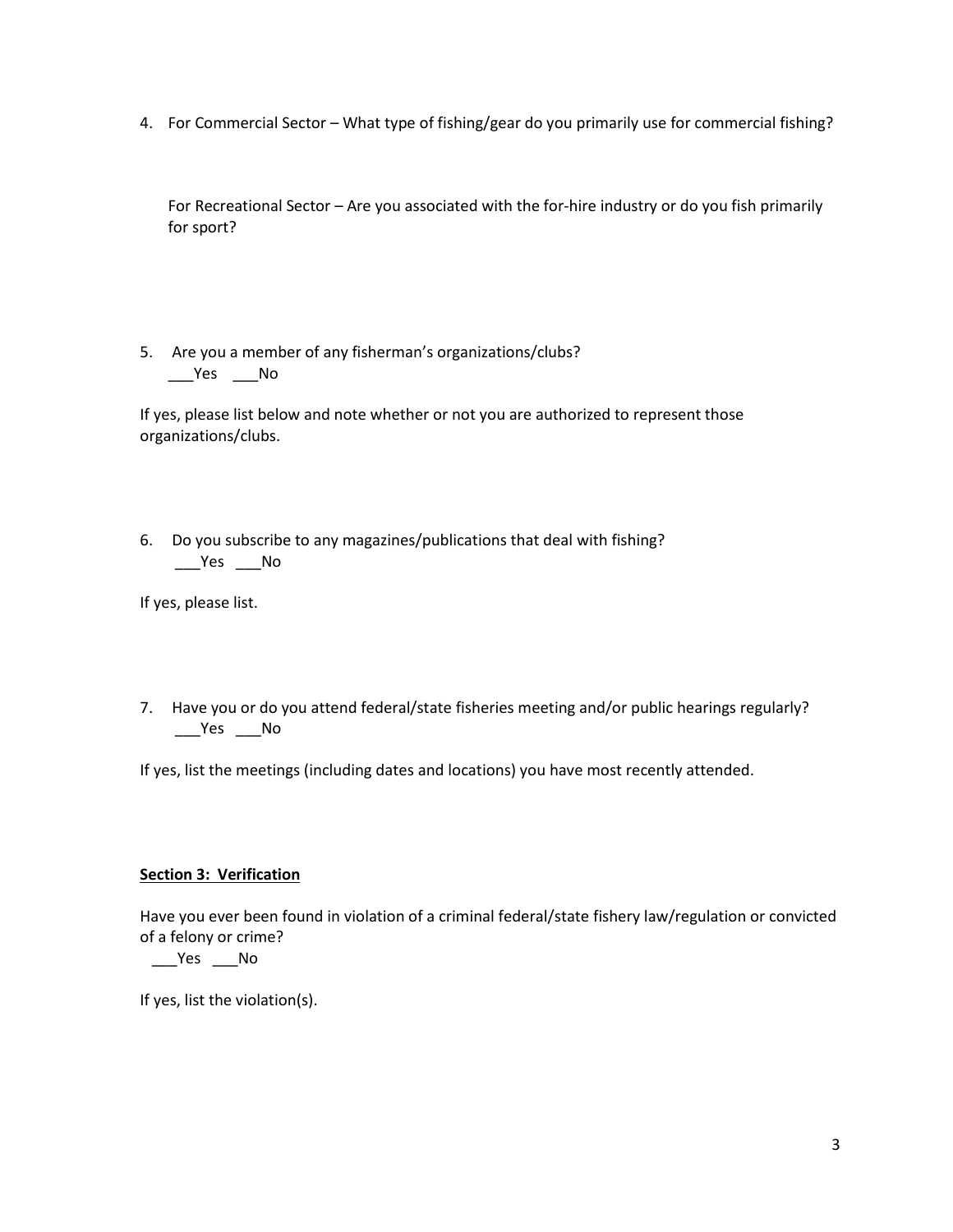4. For Commercial Sector – What type of fishing/gear do you primarily use for commercial fishing?

   For Recreational Sector – Are you associated with the for-hire industry or do you fish primarily for sport?

5. Are you a member of any fisherman's organizations/clubs?
   ___Yes ___No

If yes, please list below and note whether or not you are authorized to represent those organizations/clubs.

6. Do you subscribe to any magazines/publications that deal with fishing?
   ___Yes ___No

If yes, please list.

7. Have you or do you attend federal/state fisheries meeting and/or public hearings regularly?
   ___Yes ___No

If yes, list the meetings (including dates and locations) you have most recently attended.

**Section 3: Verification**

Have you ever been found in violation of a criminal federal/state fishery law/regulation or convicted of a felony or crime?
___Yes ___No

If yes, list the violation(s).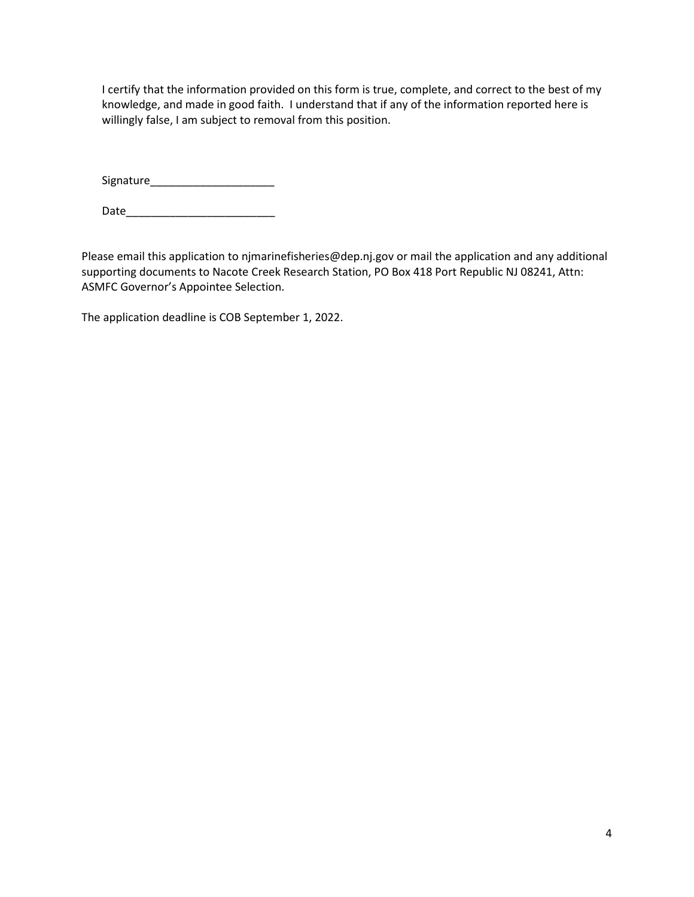I certify that the information provided on this form is true, complete, and correct to the best of my knowledge, and made in good faith. I understand that if any of the information reported here is willingly false, I am subject to removal from this position.

Signature____________________

Date________________________

Please email this application to njmarinefisheries@dep.nj.gov or mail the application and any additional supporting documents to Nacote Creek Research Station, PO Box 418 Port Republic NJ 08241, Attn: ASMFC Governor's Appointee Selection.

The application deadline is COB September 1, 2022.